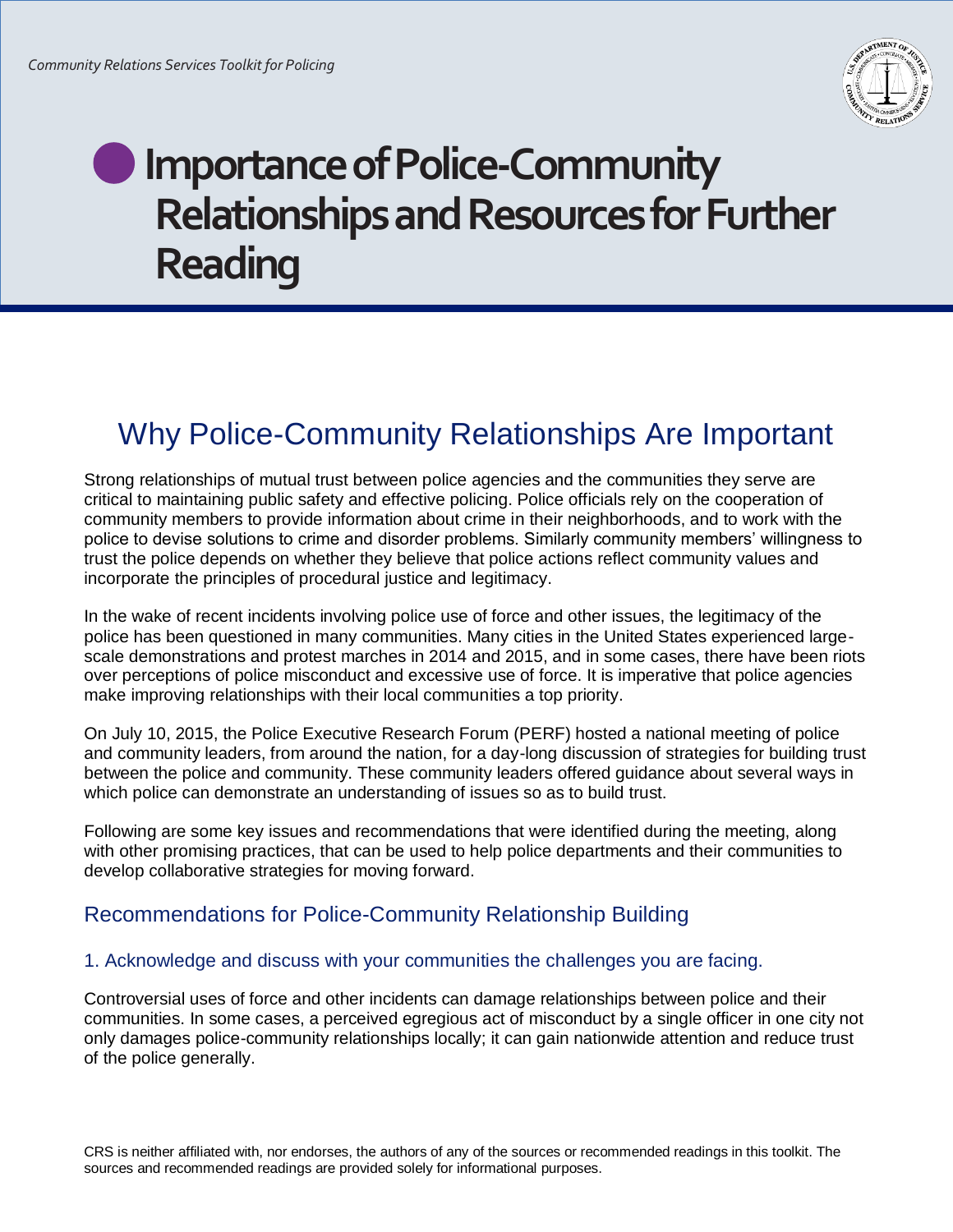# Importance of Police-Community Relationships and Resources for Further Reading

## Why Police-Community Relationships Are Important

Strong relationships of mutual trust between police agencies and the communities they serve are critical to maintaining public safety and effective policing. Police officials rely on the cooperation of community members to provide information about crime in their neighborhoods, and to work with the police to devise solutions to crime and disorder problems. Similarly community members' willingness to trust the police depends on whether they believe that police actions reflect community values and incorporate the principles of procedural justice and legitimacy.

In the wake of recent incidents involving police use of force and other issues, the legitimacy of the police has been questioned in many communities. Many cities in the United States experienced large-scale demonstrations and protest marches in 2014 and 2015, and in some cases, there have been riots over perceptions of police misconduct and excessive use of force. It is imperative that police agencies make improving relationships with their local communities a top priority.

On July 10, 2015, the Police Executive Research Forum (PERF) hosted a national meeting of police and community leaders, from around the nation, for a day-long discussion of strategies for building trust between the police and community. These community leaders offered guidance about several ways in which police can demonstrate an understanding of issues so as to build trust.

Following are some key issues and recommendations that were identified during the meeting, along with other promising practices, that can be used to help police departments and their communities to develop collaborative strategies for moving forward.

### Recommendations for Police-Community Relationship Building

#### 1. Acknowledge and discuss with your communities the challenges you are facing.

Controversial uses of force and other incidents can damage relationships between police and their communities. In some cases, a perceived egregious act of misconduct by a single officer in one city not only damages police-community relationships locally; it can gain nationwide attention and reduce trust of the police generally.

CRS is neither affiliated with, nor endorses, the authors of any of the sources or recommended readings in this toolkit. The sources and recommended readings are provided solely for informational purposes.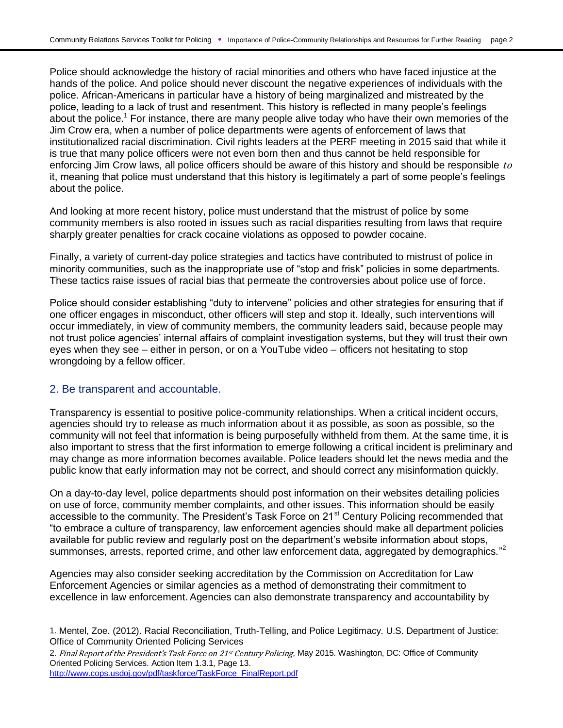Police should acknowledge the history of racial minorities and others who have faced injustice at the hands of the police. And police should never discount the negative experiences of individuals with the police. African-Americans in particular have a history of being marginalized and mistreated by the police, leading to a lack of trust and resentment. This history is reflected in many people's feelings about the police.[1] For instance, there are many people alive today who have their own memories of the Jim Crow era, when a number of police departments were agents of enforcement of laws that institutionalized racial discrimination. Civil rights leaders at the PERF meeting in 2015 said that while it is true that many police officers were not even born then and thus cannot be held responsible for enforcing Jim Crow laws, all police officers should be aware of this history and should be responsible *to* it, meaning that police must understand that this history is legitimately a part of some people's feelings about the police.

And looking at more recent history, police must understand that the mistrust of police by some community members is also rooted in issues such as racial disparities resulting from laws that require sharply greater penalties for crack cocaine violations as opposed to powder cocaine.

Finally, a variety of current-day police strategies and tactics have contributed to mistrust of police in minority communities, such as the inappropriate use of "stop and frisk" policies in some departments. These tactics raise issues of racial bias that permeate the controversies about police use of force.

Police should consider establishing "duty to intervene" policies and other strategies for ensuring that if one officer engages in misconduct, other officers will step and stop it. Ideally, such interventions will occur immediately, in view of community members, the community leaders said, because people may not trust police agencies' internal affairs of complaint investigation systems, but they will trust their own eyes when they see – either in person, or on a YouTube video – officers not hesitating to stop wrongdoing by a fellow officer.

## 2. Be transparent and accountable.

Transparency is essential to positive police-community relationships. When a critical incident occurs, agencies should try to release as much information about it as possible, as soon as possible, so the community will not feel that information is being purposefully withheld from them. At the same time, it is also important to stress that the first information to emerge following a critical incident is preliminary and may change as more information becomes available. Police leaders should let the news media and the public know that early information may not be correct, and should correct any misinformation quickly.

On a day-to-day level, police departments should post information on their websites detailing policies on use of force, community member complaints, and other issues. This information should be easily accessible to the community. The President's Task Force on 21st Century Policing recommended that "to embrace a culture of transparency, law enforcement agencies should make all department policies available for public review and regularly post on the department's website information about stops, summonses, arrests, reported crime, and other law enforcement data, aggregated by demographics."[2]

Agencies may also consider seeking accreditation by the Commission on Accreditation for Law Enforcement Agencies or similar agencies as a method of demonstrating their commitment to excellence in law enforcement. Agencies can also demonstrate transparency and accountability by

---

1. Mentel, Zoe. (2012). Racial Reconciliation, Truth-Telling, and Police Legitimacy. U.S. Department of Justice: Office of Community Oriented Policing Services

2. *Final Report of the President's Task Force on 21st Century Policing*, May 2015. Washington, DC: Office of Community Oriented Policing Services. Action Item 1.3.1, Page 13. [http://www.cops.usdoj.gov/pdf/taskforce/TaskForce_FinalReport.pdf](http://www.cops.usdoj.gov/pdf/taskforce/TaskForce_FinalReport.pdf)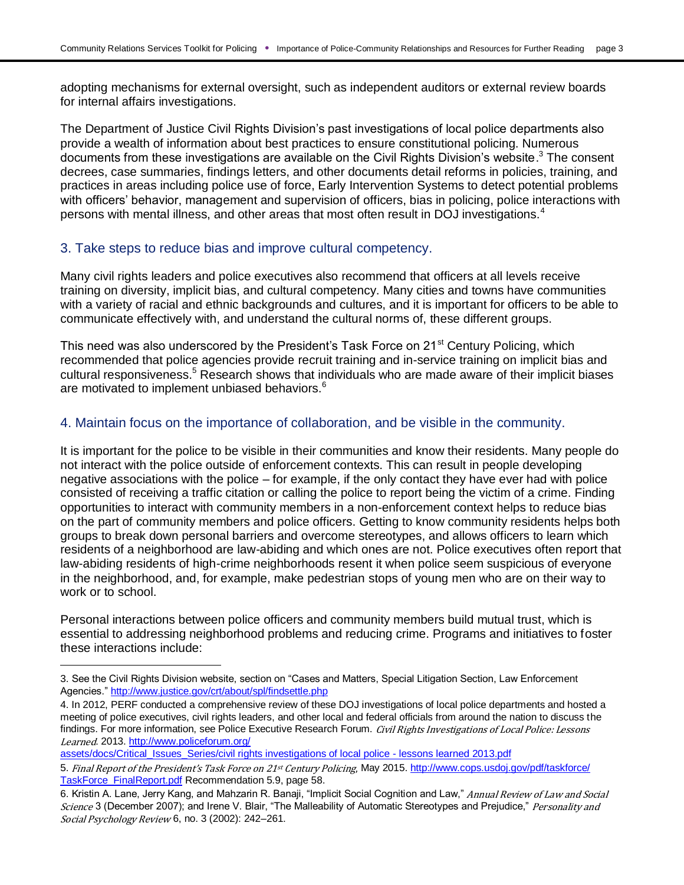adopting mechanisms for external oversight, such as independent auditors or external review boards for internal affairs investigations.

The Department of Justice Civil Rights Division's past investigations of local police departments also provide a wealth of information about best practices to ensure constitutional policing. Numerous documents from these investigations are available on the Civil Rights Division's website.[3] The consent decrees, case summaries, findings letters, and other documents detail reforms in policies, training, and practices in areas including police use of force, Early Intervention Systems to detect potential problems with officers' behavior, management and supervision of officers, bias in policing, police interactions with persons with mental illness, and other areas that most often result in DOJ investigations.[4]

## 3. Take steps to reduce bias and improve cultural competency.

Many civil rights leaders and police executives also recommend that officers at all levels receive training on diversity, implicit bias, and cultural competency. Many cities and towns have communities with a variety of racial and ethnic backgrounds and cultures, and it is important for officers to be able to communicate effectively with, and understand the cultural norms of, these different groups.

This need was also underscored by the President's Task Force on 21st Century Policing, which recommended that police agencies provide recruit training and in-service training on implicit bias and cultural responsiveness.[5] Research shows that individuals who are made aware of their implicit biases are motivated to implement unbiased behaviors.[6]

## 4. Maintain focus on the importance of collaboration, and be visible in the community.

It is important for the police to be visible in their communities and know their residents. Many people do not interact with the police outside of enforcement contexts. This can result in people developing negative associations with the police – for example, if the only contact they have ever had with police consisted of receiving a traffic citation or calling the police to report being the victim of a crime. Finding opportunities to interact with community members in a non-enforcement context helps to reduce bias on the part of community members and police officers. Getting to know community residents helps both groups to break down personal barriers and overcome stereotypes, and allows officers to learn which residents of a neighborhood are law-abiding and which ones are not. Police executives often report that law-abiding residents of high-crime neighborhoods resent it when police seem suspicious of everyone in the neighborhood, and, for example, make pedestrian stops of young men who are on their way to work or to school.

Personal interactions between police officers and community members build mutual trust, which is essential to addressing neighborhood problems and reducing crime. Programs and initiatives to foster these interactions include:

---

3. See the Civil Rights Division website, section on "Cases and Matters, Special Litigation Section, Law Enforcement Agencies." http://www.justice.gov/crt/about/spl/findsettle.php

4. In 2012, PERF conducted a comprehensive review of these DOJ investigations of local police departments and hosted a meeting of police executives, civil rights leaders, and other local and federal officials from around the nation to discuss the findings. For more information, see Police Executive Research Forum. *Civil Rights Investigations of Local Police: Lessons Learned*. 2013. http://www.policeforum.org/assets/docs/Critical_Issues_Series/civil rights investigations of local police - lessons learned 2013.pdf

5. *Final Report of the President's Task Force on 21st Century Policing,* May 2015. http://www.cops.usdoj.gov/pdf/taskforce/TaskForce_FinalReport.pdf Recommendation 5.9, page 58.

6. Kristin A. Lane, Jerry Kang, and Mahzarin R. Banaji, "Implicit Social Cognition and Law," *Annual Review of Law and Social Science* 3 (December 2007); and Irene V. Blair, "The Malleability of Automatic Stereotypes and Prejudice," *Personality and Social Psychology Review* 6, no. 3 (2002): 242–261.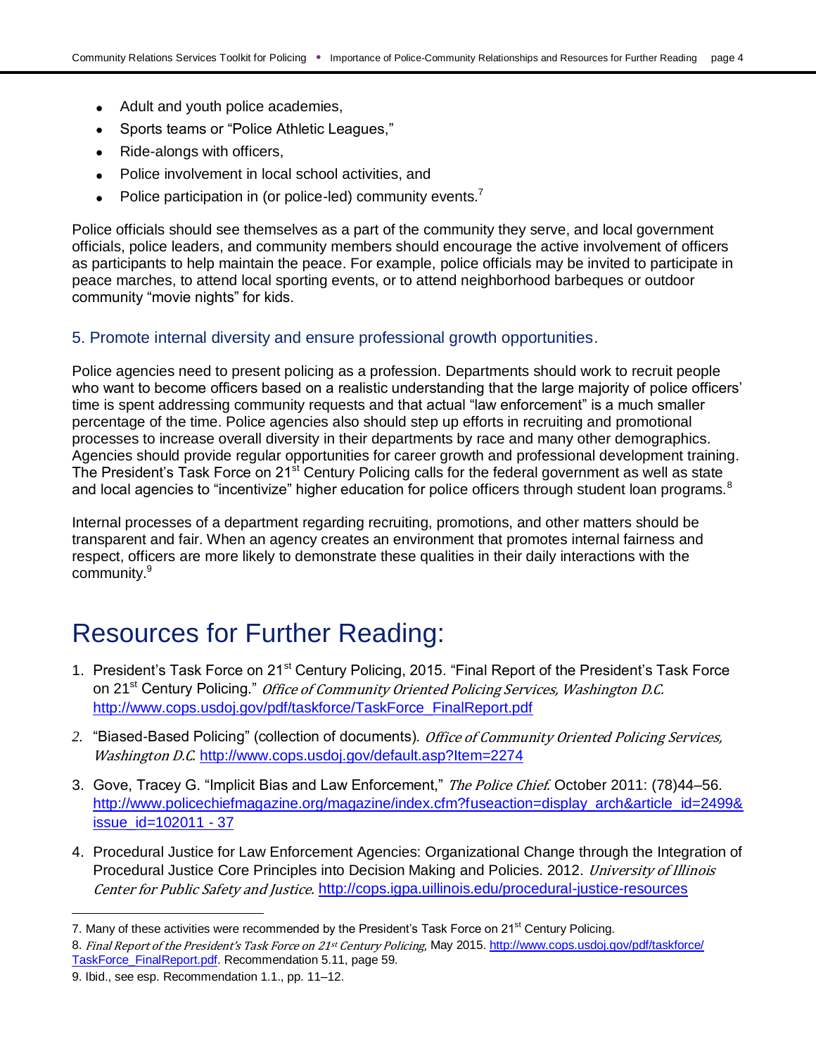- Adult and youth police academies,
- Sports teams or "Police Athletic Leagues,"
- Ride-alongs with officers,
- Police involvement in local school activities, and
- Police participation in (or police-led) community events.[7]

Police officials should see themselves as a part of the community they serve, and local government officials, police leaders, and community members should encourage the active involvement of officers as participants to help maintain the peace. For example, police officials may be invited to participate in peace marches, to attend local sporting events, or to attend neighborhood barbeques or outdoor community "movie nights" for kids.

### 5. Promote internal diversity and ensure professional growth opportunities.

Police agencies need to present policing as a profession. Departments should work to recruit people who want to become officers based on a realistic understanding that the large majority of police officers' time is spent addressing community requests and that actual "law enforcement" is a much smaller percentage of the time. Police agencies also should step up efforts in recruiting and promotional processes to increase overall diversity in their departments by race and many other demographics. Agencies should provide regular opportunities for career growth and professional development training. The President's Task Force on 21st Century Policing calls for the federal government as well as state and local agencies to "incentivize" higher education for police officers through student loan programs.[8]

Internal processes of a department regarding recruiting, promotions, and other matters should be transparent and fair. When an agency creates an environment that promotes internal fairness and respect, officers are more likely to demonstrate these qualities in their daily interactions with the community.[9]

# Resources for Further Reading:

1. President's Task Force on 21st Century Policing, 2015. "Final Report of the President's Task Force on 21st Century Policing." *Office of Community Oriented Policing Services, Washington D.C.* http://www.cops.usdoj.gov/pdf/taskforce/TaskForce_FinalReport.pdf

2. "Biased-Based Policing" (collection of documents). *Office of Community Oriented Policing Services, Washington D.C.* http://www.cops.usdoj.gov/default.asp?Item=2274

3. Gove, Tracey G. "Implicit Bias and Law Enforcement," *The Police Chief.* October 2011: (78)44–56. http://www.policechiefmagazine.org/magazine/index.cfm?fuseaction=display_arch&article_id=2499&issue_id=102011 - 37

4. Procedural Justice for Law Enforcement Agencies: Organizational Change through the Integration of Procedural Justice Core Principles into Decision Making and Policies. 2012. *University of Illinois Center for Public Safety and Justice.* http://cops.igpa.uillinois.edu/procedural-justice-resources

---

7. Many of these activities were recommended by the President's Task Force on 21st Century Policing.

8. *Final Report of the President's Task Force on 21st Century Policing,* May 2015. http://www.cops.usdoj.gov/pdf/taskforce/TaskForce_FinalReport.pdf. Recommendation 5.11, page 59.

9. Ibid., see esp. Recommendation 1.1., pp. 11–12.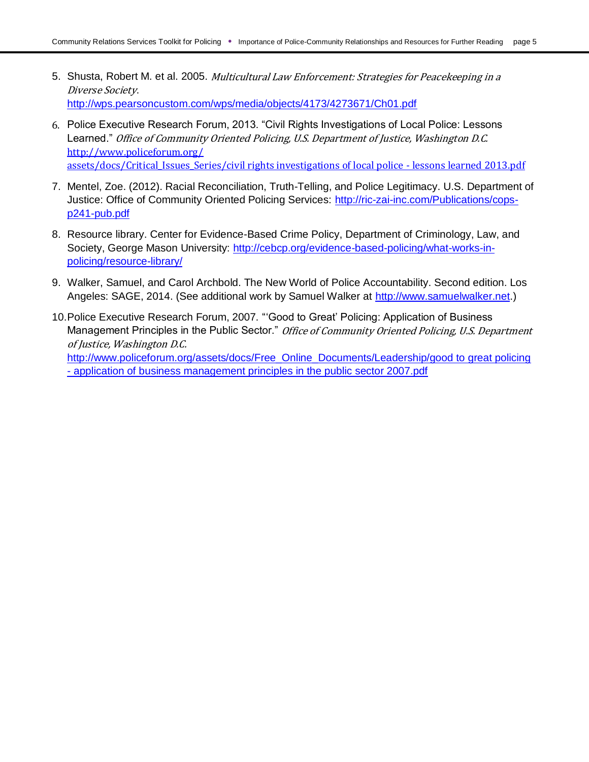5. Shusta, Robert M. et al. 2005. *Multicultural Law Enforcement: Strategies for Peacekeeping in a Diverse Society*. http://wps.pearsoncustom.com/wps/media/objects/4173/4273671/Ch01.pdf

6. Police Executive Research Forum, 2013. "Civil Rights Investigations of Local Police: Lessons Learned." *Office of Community Oriented Policing, U.S. Department of Justice, Washington D.C.* http://www.policeforum.org/assets/docs/Critical_Issues_Series/civil rights investigations of local police - lessons learned 2013.pdf

7. Mentel, Zoe. (2012). Racial Reconciliation, Truth-Telling, and Police Legitimacy. U.S. Department of Justice: Office of Community Oriented Policing Services: http://ric-zai-inc.com/Publications/cops-p241-pub.pdf

8. Resource library. Center for Evidence-Based Crime Policy, Department of Criminology, Law, and Society, George Mason University: http://cebcp.org/evidence-based-policing/what-works-in-policing/resource-library/

9. Walker, Samuel, and Carol Archbold. The New World of Police Accountability. Second edition. Los Angeles: SAGE, 2014. (See additional work by Samuel Walker at http://www.samuelwalker.net.)

10. Police Executive Research Forum, 2007. "'Good to Great' Policing: Application of Business Management Principles in the Public Sector." *Office of Community Oriented Policing, U.S. Department of Justice, Washington D.C.* http://www.policeforum.org/assets/docs/Free_Online_Documents/Leadership/good to great policing - application of business management principles in the public sector 2007.pdf